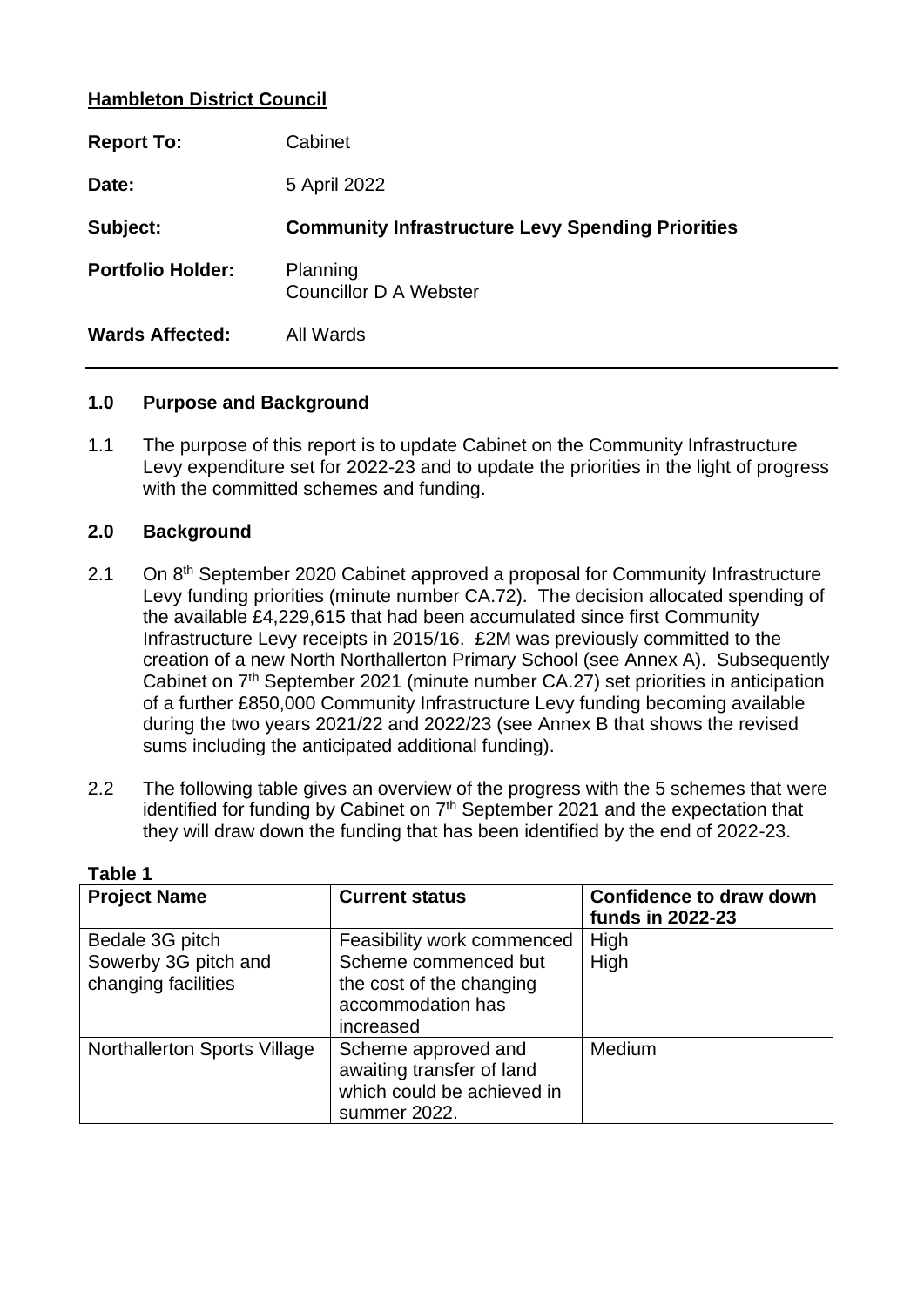**Hambleton District Council**

**Report To:** Cabinet

**Date:** 5 April 2022

**Subject:** **Community Infrastructure Levy Spending Priorities**

**Portfolio Holder:** Planning  
Councillor D A Webster

**Wards Affected:** All Wards

---

## 1.0 Purpose and Background

1.1 The purpose of this report is to update Cabinet on the Community Infrastructure Levy expenditure set for 2022-23 and to update the priorities in the light of progress with the committed schemes and funding.

## 2.0 Background

2.1 On 8th September 2020 Cabinet approved a proposal for Community Infrastructure Levy funding priorities (minute number CA.72). The decision allocated spending of the available £4,229,615 that had been accumulated since first Community Infrastructure Levy receipts in 2015/16. £2M was previously committed to the creation of a new North Northallerton Primary School (see Annex A). Subsequently Cabinet on 7th September 2021 (minute number CA.27) set priorities in anticipation of a further £850,000 Community Infrastructure Levy funding becoming available during the two years 2021/22 and 2022/23 (see Annex B that shows the revised sums including the anticipated additional funding).

2.2 The following table gives an overview of the progress with the 5 schemes that were identified for funding by Cabinet on 7th September 2021 and the expectation that they will draw down the funding that has been identified by the end of 2022-23.

**Table 1**

| Project Name | Current status | Confidence to draw down funds in 2022-23 |
|---|---|---|
| Bedale 3G pitch | Feasibility work commenced | High |
| Sowerby 3G pitch and changing facilities | Scheme commenced but the cost of the changing accommodation has increased | High |
| Northallerton Sports Village | Scheme approved and awaiting transfer of land which could be achieved in summer 2022. | Medium |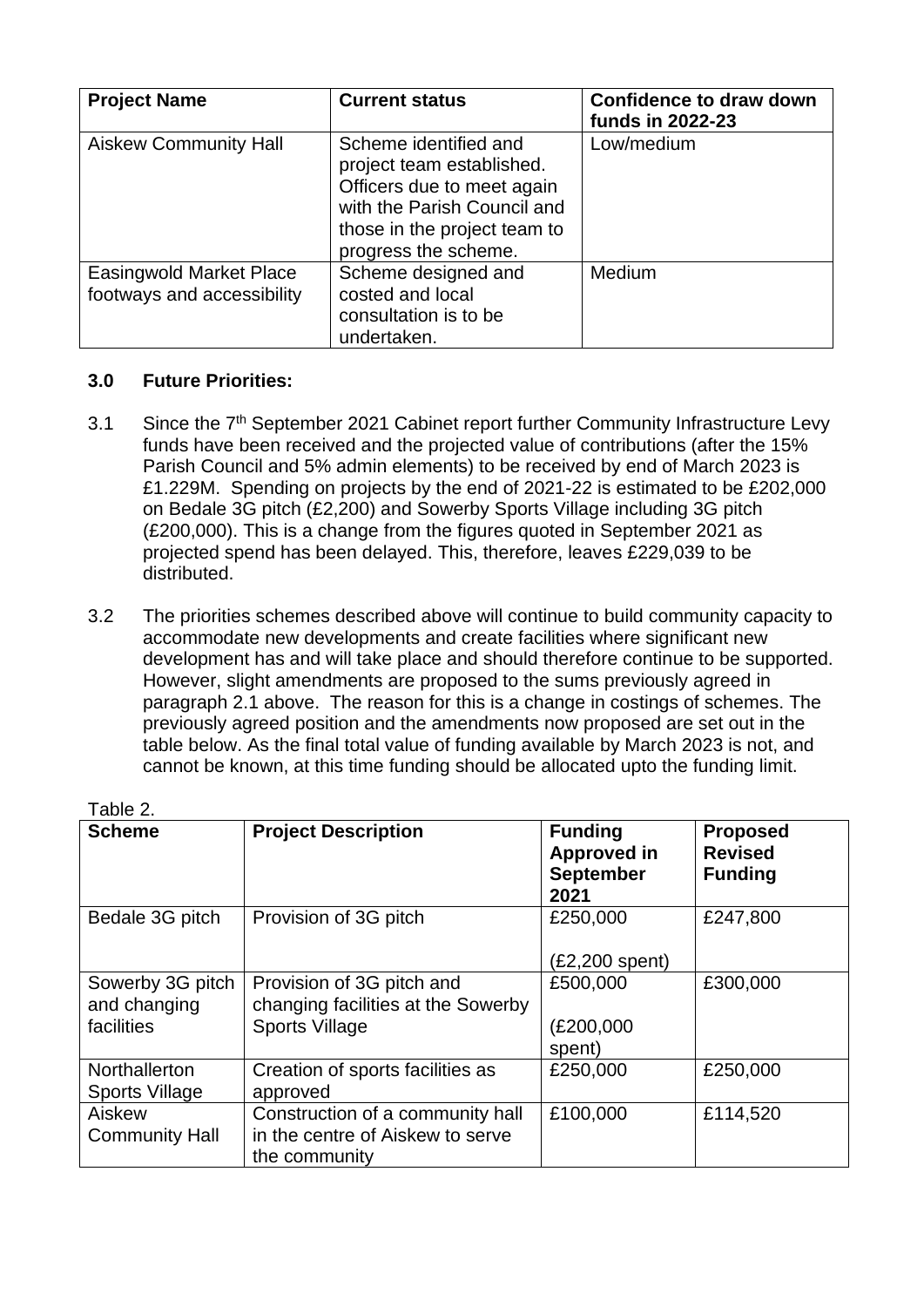| Project Name | Current status | Confidence to draw down funds in 2022-23 |
|---|---|---|
| Aiskew Community Hall | Scheme identified and project team established. Officers due to meet again with the Parish Council and those in the project team to progress the scheme. | Low/medium |
| Easingwold Market Place footways and accessibility | Scheme designed and costed and local consultation is to be undertaken. | Medium |

### 3.0 Future Priorities:

3.1 Since the 7th September 2021 Cabinet report further Community Infrastructure Levy funds have been received and the projected value of contributions (after the 15% Parish Council and 5% admin elements) to be received by end of March 2023 is £1.229M. Spending on projects by the end of 2021-22 is estimated to be £202,000 on Bedale 3G pitch (£2,200) and Sowerby Sports Village including 3G pitch (£200,000). This is a change from the figures quoted in September 2021 as projected spend has been delayed. This, therefore, leaves £229,039 to be distributed.

3.2 The priorities schemes described above will continue to build community capacity to accommodate new developments and create facilities where significant new development has and will take place and should therefore continue to be supported. However, slight amendments are proposed to the sums previously agreed in paragraph 2.1 above. The reason for this is a change in costings of schemes. The previously agreed position and the amendments now proposed are set out in the table below. As the final total value of funding available by March 2023 is not, and cannot be known, at this time funding should be allocated upto the funding limit.

Table 2.

| Scheme | Project Description | Funding Approved in September 2021 | Proposed Revised Funding |
|---|---|---|---|
| Bedale 3G pitch | Provision of 3G pitch | £250,000 (£2,200 spent) | £247,800 |
| Sowerby 3G pitch and changing facilities | Provision of 3G pitch and changing facilities at the Sowerby Sports Village | £500,000 (£200,000 spent) | £300,000 |
| Northallerton Sports Village | Creation of sports facilities as approved | £250,000 | £250,000 |
| Aiskew Community Hall | Construction of a community hall in the centre of Aiskew to serve the community | £100,000 | £114,520 |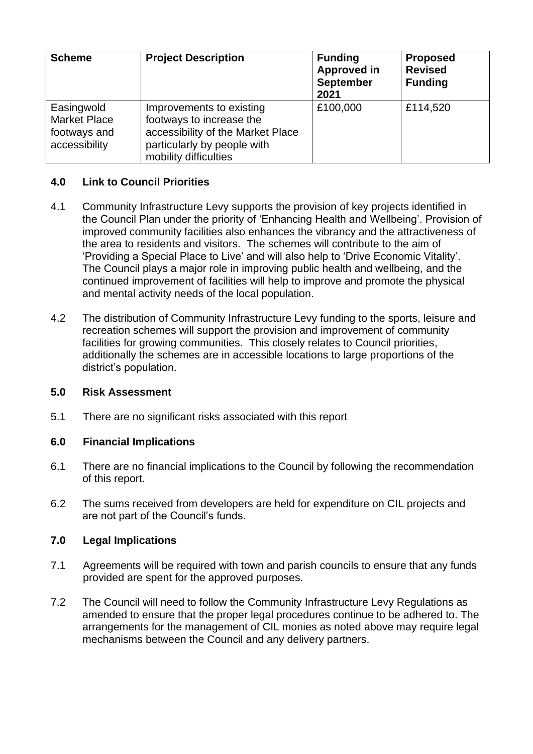| Scheme | Project Description | Funding Approved in September 2021 | Proposed Revised Funding |
|---|---|---|---|
| Easingwold Market Place footways and accessibility | Improvements to existing footways to increase the accessibility of the Market Place particularly by people with mobility difficulties | £100,000 | £114,520 |

## 4.0 Link to Council Priorities

4.1 Community Infrastructure Levy supports the provision of key projects identified in the Council Plan under the priority of 'Enhancing Health and Wellbeing'. Provision of improved community facilities also enhances the vibrancy and the attractiveness of the area to residents and visitors. The schemes will contribute to the aim of 'Providing a Special Place to Live' and will also help to 'Drive Economic Vitality'. The Council plays a major role in improving public health and wellbeing, and the continued improvement of facilities will help to improve and promote the physical and mental activity needs of the local population.

4.2 The distribution of Community Infrastructure Levy funding to the sports, leisure and recreation schemes will support the provision and improvement of community facilities for growing communities. This closely relates to Council priorities, additionally the schemes are in accessible locations to large proportions of the district's population.

## 5.0 Risk Assessment

5.1 There are no significant risks associated with this report

## 6.0 Financial Implications

6.1 There are no financial implications to the Council by following the recommendation of this report.

6.2 The sums received from developers are held for expenditure on CIL projects and are not part of the Council's funds.

## 7.0 Legal Implications

7.1 Agreements will be required with town and parish councils to ensure that any funds provided are spent for the approved purposes.

7.2 The Council will need to follow the Community Infrastructure Levy Regulations as amended to ensure that the proper legal procedures continue to be adhered to. The arrangements for the management of CIL monies as noted above may require legal mechanisms between the Council and any delivery partners.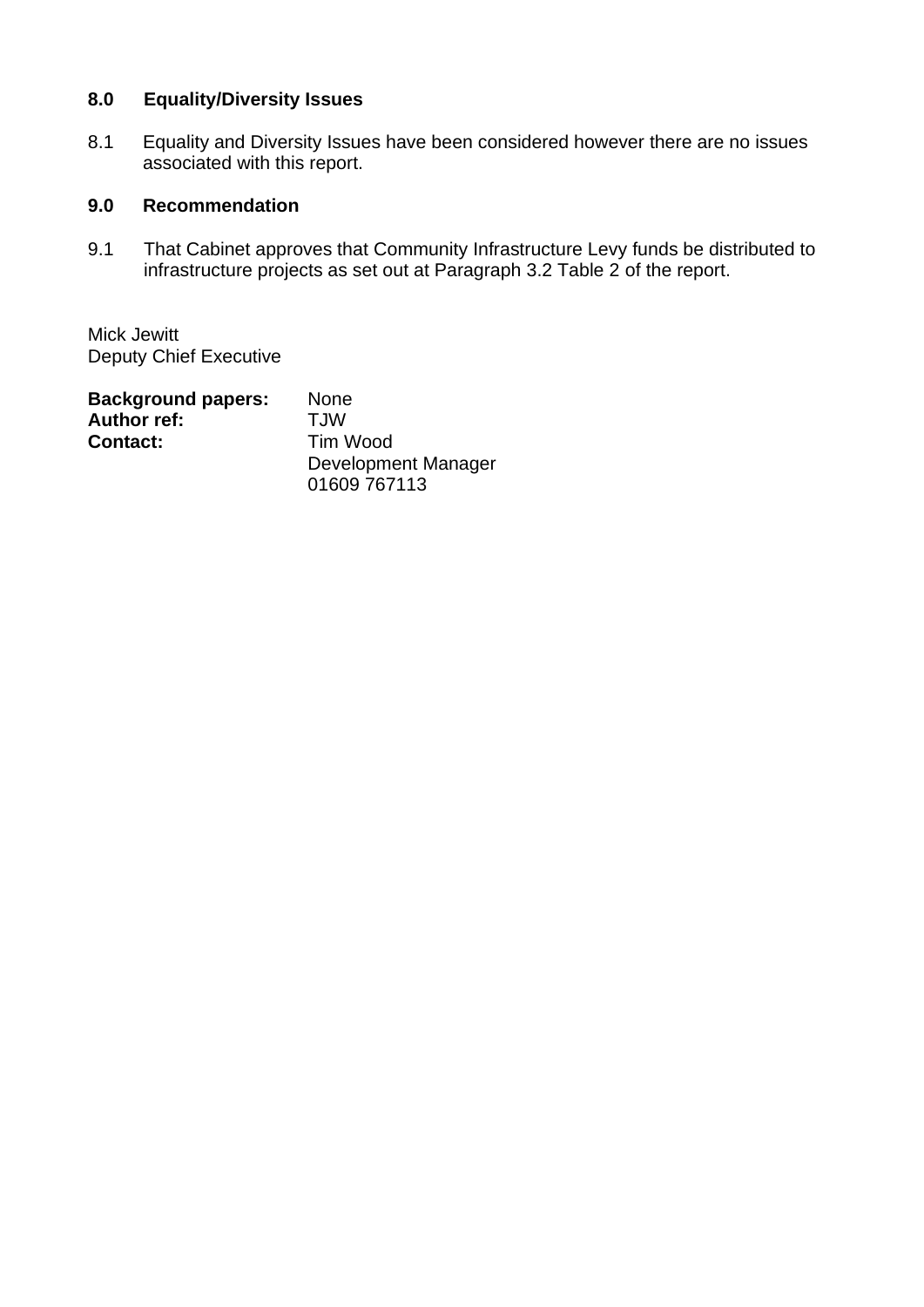## 8.0 Equality/Diversity Issues

8.1 Equality and Diversity Issues have been considered however there are no issues associated with this report.

## 9.0 Recommendation

9.1 That Cabinet approves that Community Infrastructure Levy funds be distributed to infrastructure projects as set out at Paragraph 3.2 Table 2 of the report.

Mick Jewitt
Deputy Chief Executive

**Background papers:** None
**Author ref:** TJW
**Contact:** Tim Wood
Development Manager
01609 767113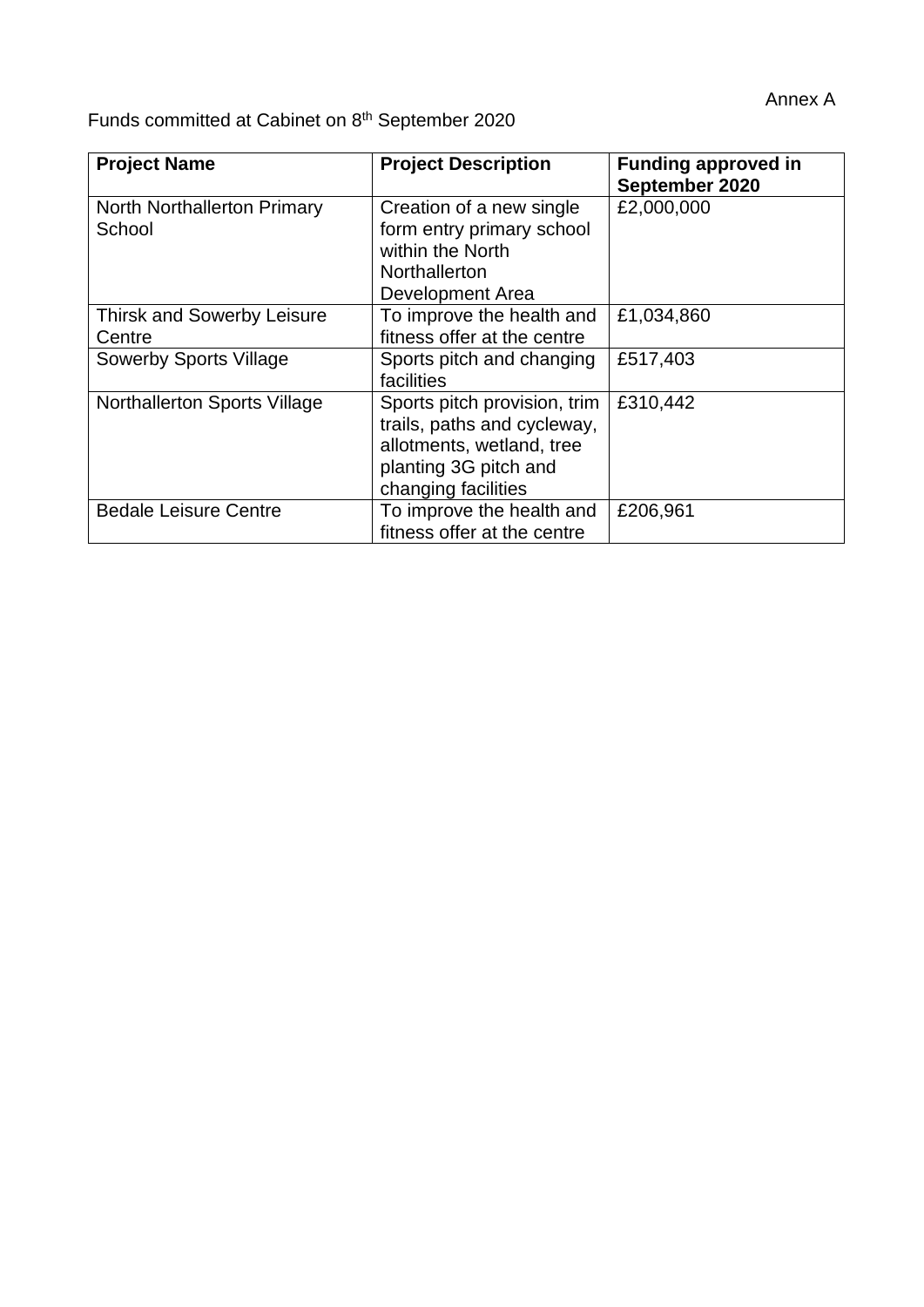Annex A

Funds committed at Cabinet on 8th September 2020

| Project Name | Project Description | Funding approved in September 2020 |
|---|---|---|
| North Northallerton Primary School | Creation of a new single form entry primary school within the North Northallerton Development Area | £2,000,000 |
| Thirsk and Sowerby Leisure Centre | To improve the health and fitness offer at the centre | £1,034,860 |
| Sowerby Sports Village | Sports pitch and changing facilities | £517,403 |
| Northallerton Sports Village | Sports pitch provision, trim trails, paths and cycleway, allotments, wetland, tree planting 3G pitch and changing facilities | £310,442 |
| Bedale Leisure Centre | To improve the health and fitness offer at the centre | £206,961 |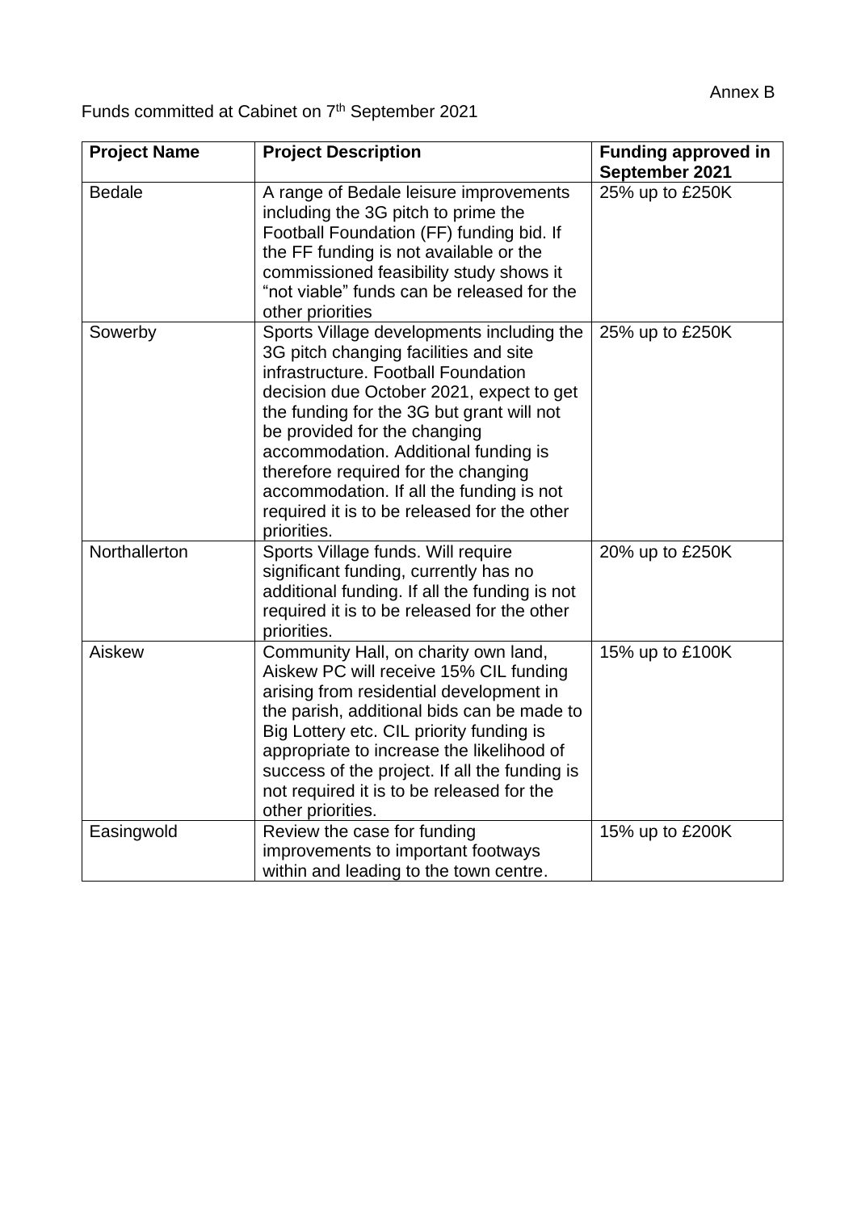Annex B

Funds committed at Cabinet on 7th September 2021

| Project Name | Project Description | Funding approved in September 2021 |
|---|---|---|
| Bedale | A range of Bedale leisure improvements including the 3G pitch to prime the Football Foundation (FF) funding bid. If the FF funding is not available or the commissioned feasibility study shows it "not viable" funds can be released for the other priorities | 25% up to £250K |
| Sowerby | Sports Village developments including the 3G pitch changing facilities and site infrastructure. Football Foundation decision due October 2021, expect to get the funding for the 3G but grant will not be provided for the changing accommodation. Additional funding is therefore required for the changing accommodation. If all the funding is not required it is to be released for the other priorities. | 25% up to £250K |
| Northallerton | Sports Village funds. Will require significant funding, currently has no additional funding. If all the funding is not required it is to be released for the other priorities. | 20% up to £250K |
| Aiskew | Community Hall, on charity own land, Aiskew PC will receive 15% CIL funding arising from residential development in the parish, additional bids can be made to Big Lottery etc. CIL priority funding is appropriate to increase the likelihood of success of the project. If all the funding is not required it is to be released for the other priorities. | 15% up to £100K |
| Easingwold | Review the case for funding improvements to important footways within and leading to the town centre. | 15% up to £200K |